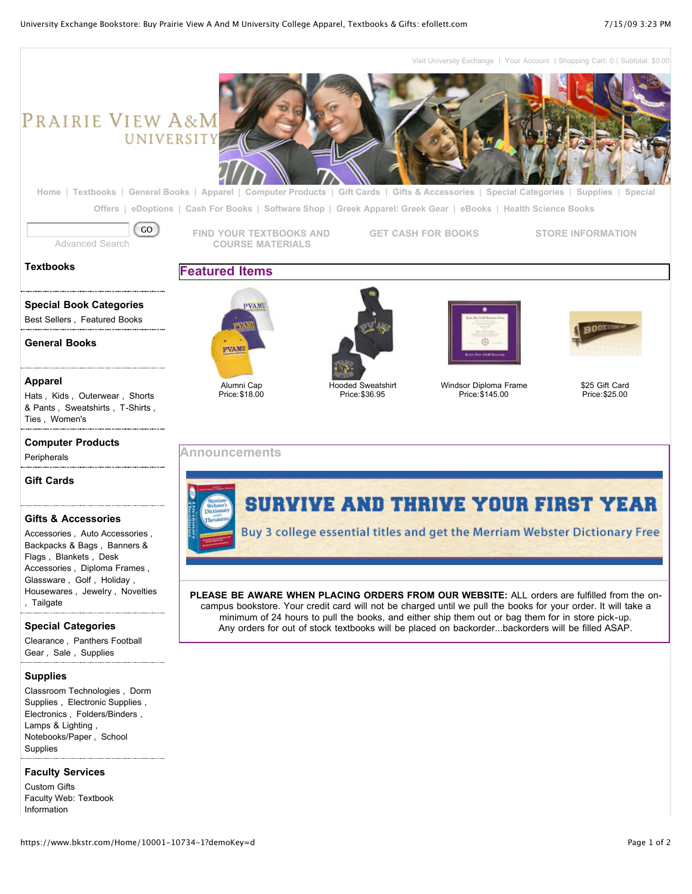Visit University Exchange | Your Account | Shopping Cart: 0 | Subtotal: $0.00

PRAIRIE VIEW A&M UNIVERSITY

Home | Textbooks | General Books | Apparel | Computer Products | Gift Cards | Gifts & Accessories | Special Categories | Supplies | Special Offers | eDoptions | Cash For Books | Software Shop | Greek Apparel: Greek Gear | eBooks | Health Science Books

GO

Advanced Search

FIND YOUR TEXTBOOKS AND COURSE MATERIALS | GET CASH FOR BOOKS | STORE INFORMATION

**Textbooks**

**Special Book Categories**

Best Sellers , Featured Books

**General Books**

**Apparel**

Hats , Kids , Outerwear , Shorts & Pants , Sweatshirts , T-Shirts , Ties , Women's

**Computer Products**

Peripherals

**Gift Cards**

**Gifts & Accessories**

Accessories , Auto Accessories , Backpacks & Bags , Banners & Flags , Blankets , Desk Accessories , Diploma Frames , Glassware , Golf , Holiday , Housewares , Jewelry , Novelties , Tailgate

**Special Categories**

Clearance , Panthers Football Gear , Sale , Supplies

**Supplies**

Classroom Technologies , Dorm Supplies , Electronic Supplies , Electronics , Folders/Binders , Lamps & Lighting , Notebooks/Paper , School Supplies

**Faculty Services**

Custom Gifts

Faculty Web: Textbook Information

## Featured Items

| Alumni Cap | Hooded Sweatshirt | Windsor Diploma Frame | $25 Gift Card |
|---|---|---|---|
| Price:$18.00 | Price:$36.95 | Price:$145.00 | Price:$25.00 |

## Announcements

**SURVIVE AND THRIVE YOUR FIRST YEAR**

Buy 3 college essential titles and get the Merriam Webster Dictionary Free

**PLEASE BE AWARE WHEN PLACING ORDERS FROM OUR WEBSITE:** ALL orders are fulfilled from the on-campus bookstore. Your credit card will not be charged until we pull the books for your order. It will take a minimum of 24 hours to pull the books, and either ship them out or bag them for in store pick-up. Any orders for out of stock textbooks will be placed on backorder...backorders will be filled ASAP.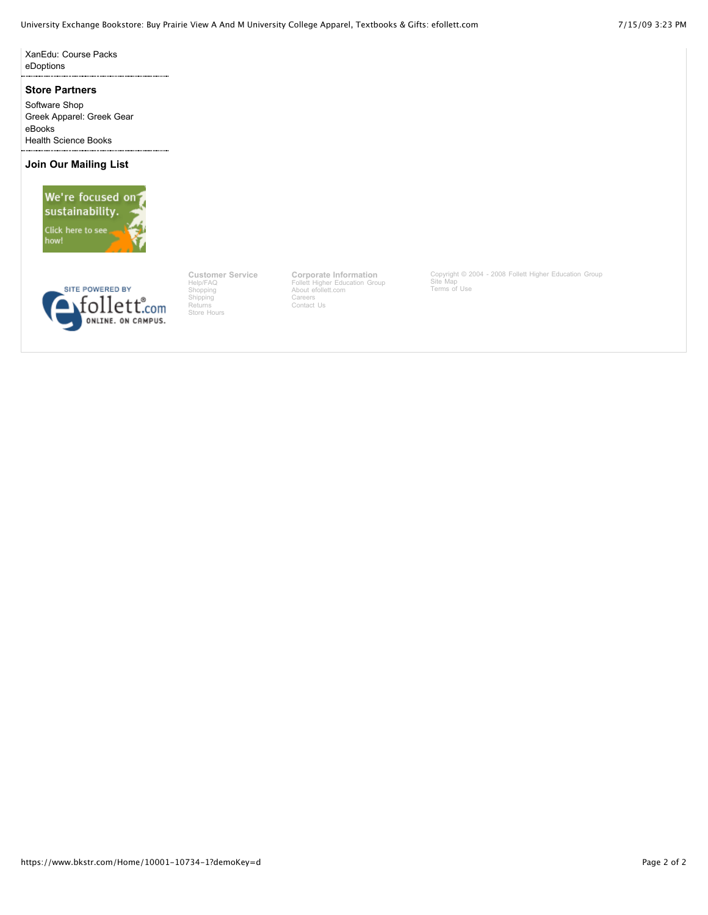XanEdu: Course Packs
eDoptions

### Store Partners

Software Shop
Greek Apparel: Greek Gear
eBooks
Health Science Books

### Join Our Mailing List

We're focused on sustainability.
Click here to see how!

SITE POWERED BY efollett.com ONLINE. ON CAMPUS.

**Customer Service**
Help/FAQ
Shopping
Shipping
Returns
Store Hours

**Corporate Information**
Follett Higher Education Group
About efollett.com
Careers
Contact Us

Copyright © 2004 - 2008 Follett Higher Education Group
Site Map
Terms of Use